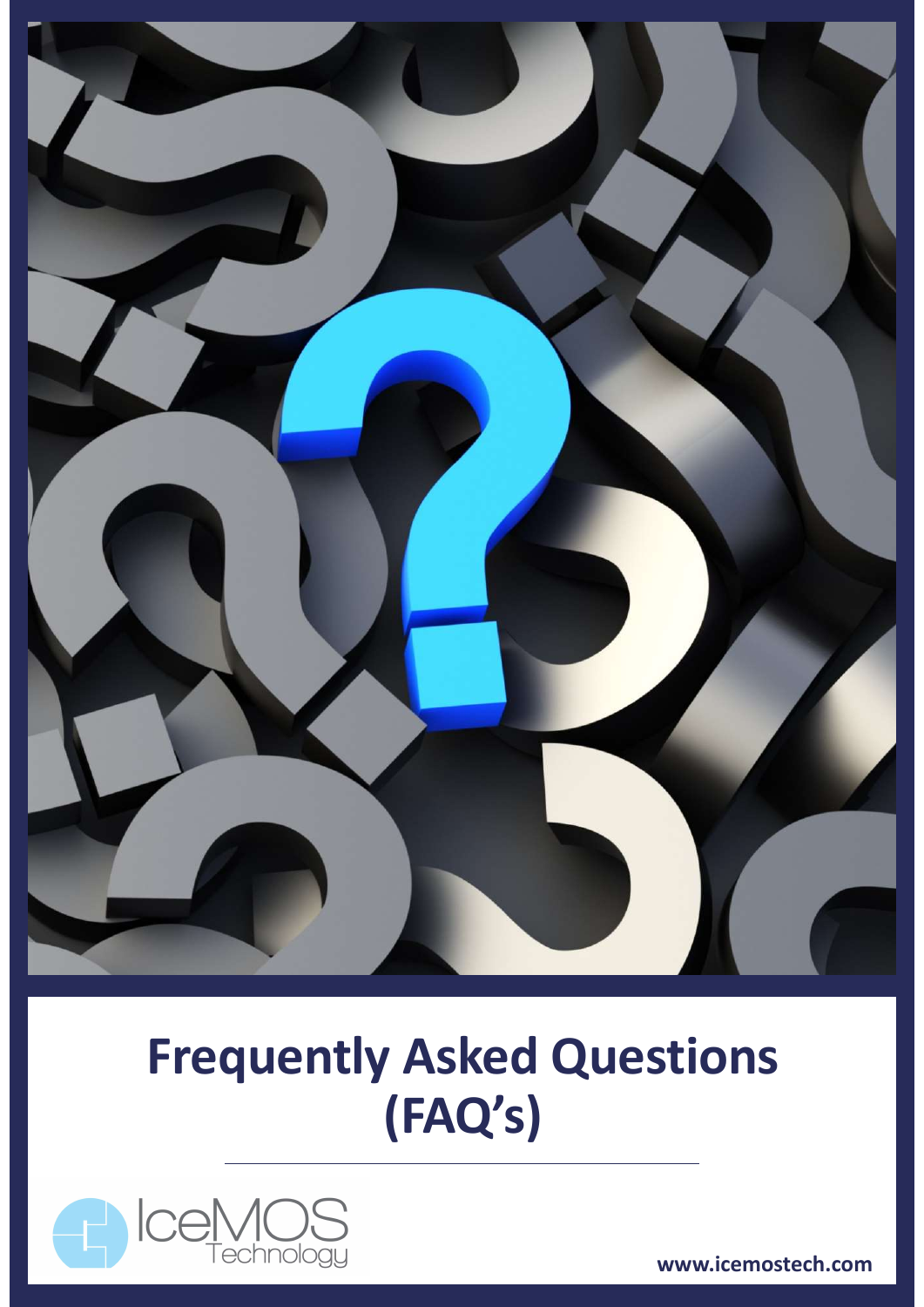# Frequently Asked Questions (FAQ's)

IceMOS Technology

www.icemostech.com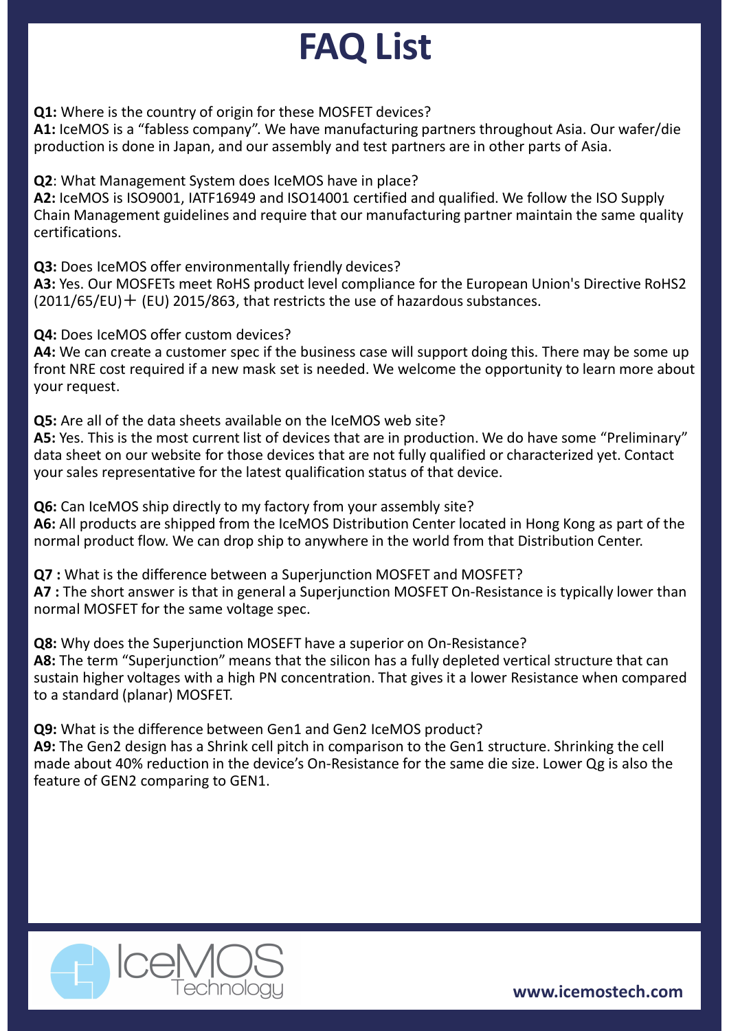# FAQ List

**Q1:** Where is the country of origin for these MOSFET devices?
**A1:** IceMOS is a “fabless company”. We have manufacturing partners throughout Asia. Our wafer/die production is done in Japan, and our assembly and test partners are in other parts of Asia.

**Q2**: What Management System does IceMOS have in place?
**A2:** IceMOS is ISO9001, IATF16949 and ISO14001 certified and qualified. We follow the ISO Supply Chain Management guidelines and require that our manufacturing partner maintain the same quality certifications.

**Q3:** Does IceMOS offer environmentally friendly devices?
**A3:** Yes. Our MOSFETs meet RoHS product level compliance for the European Union's Directive RoHS2 (2011/65/EU)＋ (EU) 2015/863, that restricts the use of hazardous substances.

**Q4:** Does IceMOS offer custom devices?
**A4:** We can create a customer spec if the business case will support doing this. There may be some up front NRE cost required if a new mask set is needed. We welcome the opportunity to learn more about your request.

**Q5:** Are all of the data sheets available on the IceMOS web site?
**A5:** Yes. This is the most current list of devices that are in production. We do have some “Preliminary” data sheet on our website for those devices that are not fully qualified or characterized yet. Contact your sales representative for the latest qualification status of that device.

**Q6:** Can IceMOS ship directly to my factory from your assembly site?
**A6:** All products are shipped from the IceMOS Distribution Center located in Hong Kong as part of the normal product flow. We can drop ship to anywhere in the world from that Distribution Center.

**Q7 :** What is the difference between a Superjunction MOSFET and MOSFET?
**A7 :** The short answer is that in general a Superjunction MOSFET On-Resistance is typically lower than normal MOSFET for the same voltage spec.

**Q8:** Why does the Superjunction MOSEFT have a superior on On-Resistance?
**A8:** The term “Superjunction” means that the silicon has a fully depleted vertical structure that can sustain higher voltages with a high PN concentration. That gives it a lower Resistance when compared to a standard (planar) MOSFET.

**Q9:** What is the difference between Gen1 and Gen2 IceMOS product?
**A9:** The Gen2 design has a Shrink cell pitch in comparison to the Gen1 structure. Shrinking the cell made about 40% reduction in the device’s On-Resistance for the same die size. Lower Qg is also the feature of GEN2 comparing to GEN1.

IceMOS Technology

**www.icemostech.com**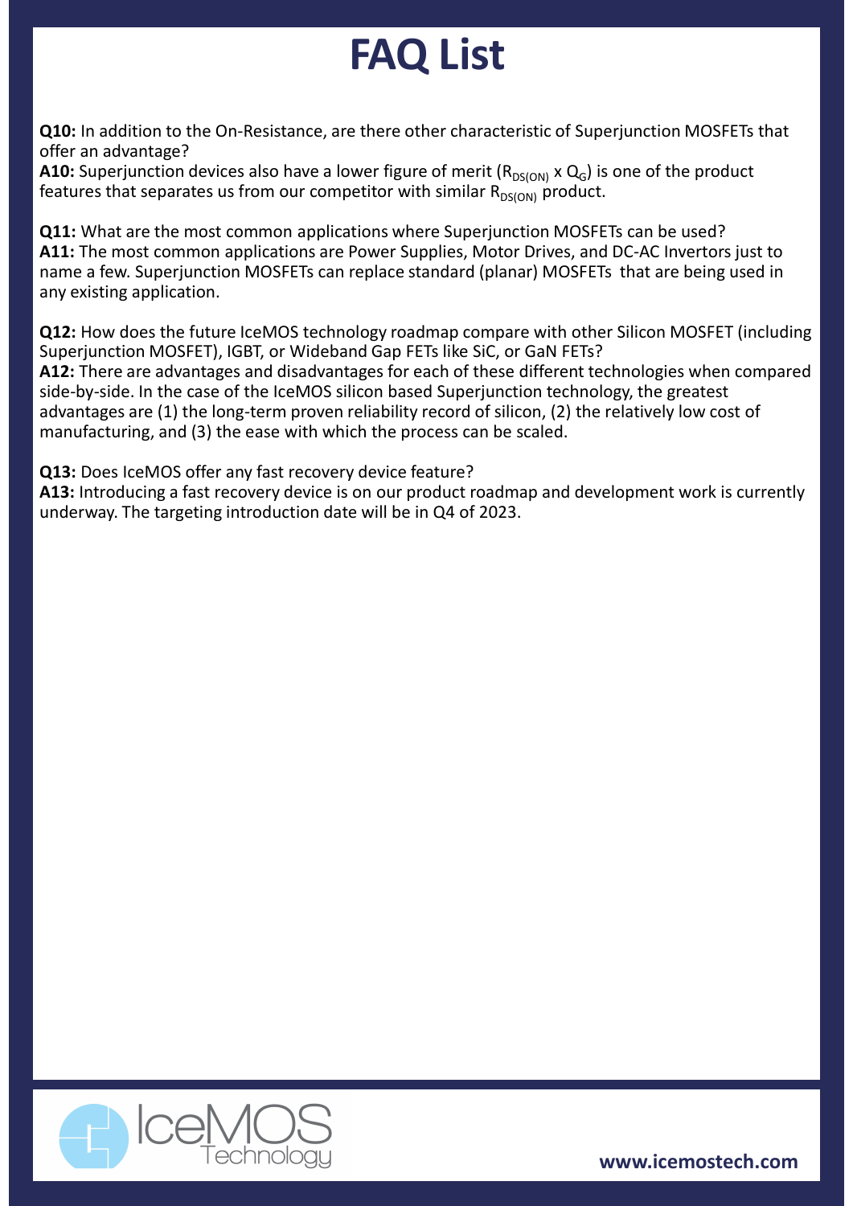# FAQ List

**Q10:** In addition to the On-Resistance, are there other characteristic of Superjunction MOSFETs that offer an advantage?
**A10:** Superjunction devices also have a lower figure of merit ($R_{DS(ON)}$ x $Q_G$) is one of the product features that separates us from our competitor with similar $R_{DS(ON)}$ product.

**Q11:** What are the most common applications where Superjunction MOSFETs can be used?
**A11:** The most common applications are Power Supplies, Motor Drives, and DC-AC Invertors just to name a few. Superjunction MOSFETs can replace standard (planar) MOSFETs that are being used in any existing application.

**Q12:** How does the future IceMOS technology roadmap compare with other Silicon MOSFET (including Superjunction MOSFET), IGBT, or Wideband Gap FETs like SiC, or GaN FETs?
**A12:** There are advantages and disadvantages for each of these different technologies when compared side-by-side. In the case of the IceMOS silicon based Superjunction technology, the greatest advantages are (1) the long-term proven reliability record of silicon, (2) the relatively low cost of manufacturing, and (3) the ease with which the process can be scaled.

**Q13:** Does IceMOS offer any fast recovery device feature?
**A13:** Introducing a fast recovery device is on our product roadmap and development work is currently underway. The targeting introduction date will be in Q4 of 2023.

IceMOS Technology

**www.icemostech.com**